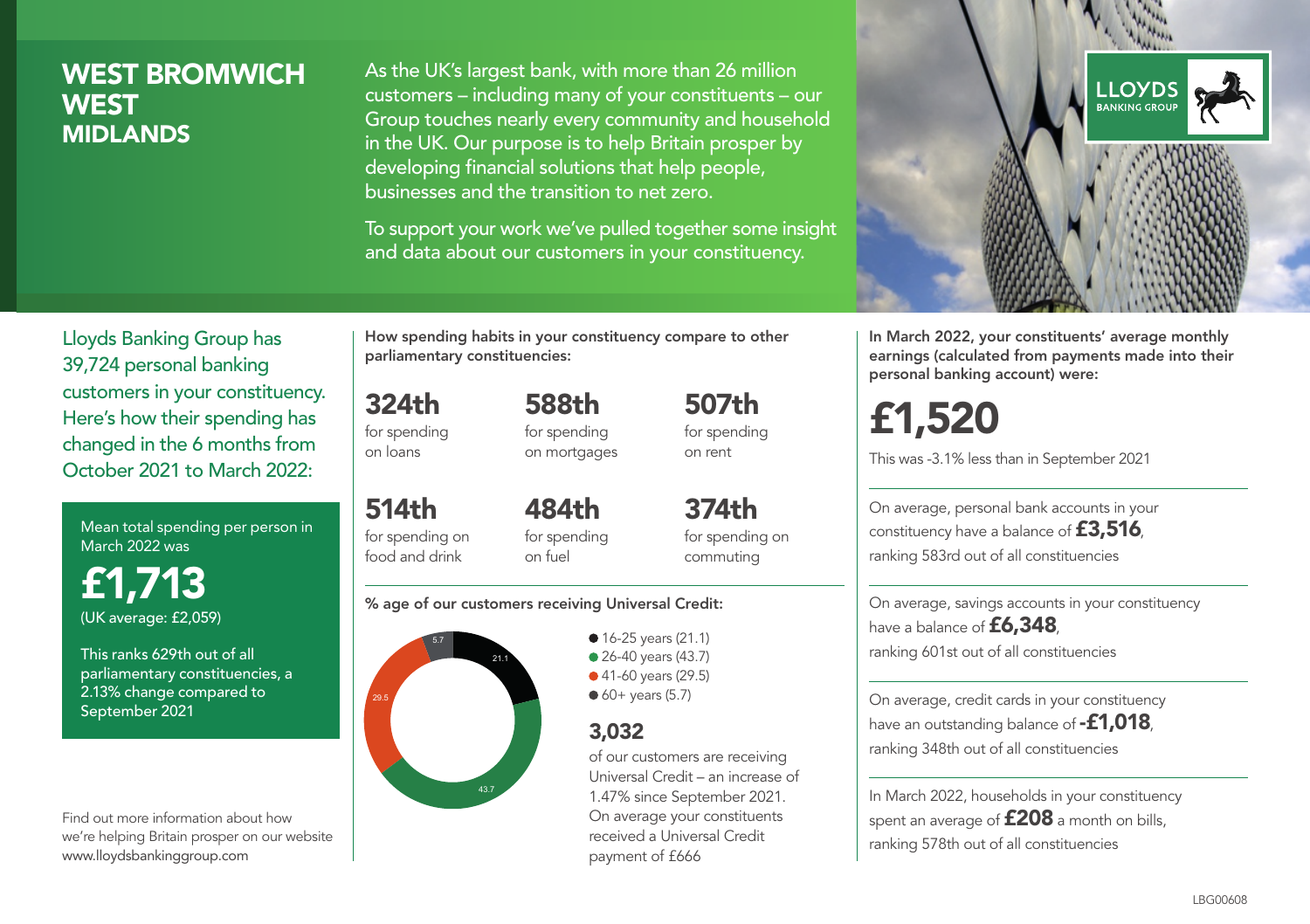# WEST BROMWICH WEST MIDLANDS

As the UK's largest bank, with more than 26 million customers – including many of your constituents – our Group touches nearly every community and household in the UK. Our purpose is to help Britain prosper by developing financial solutions that help people, businesses and the transition to net zero.

To support your work we've pulled together some insight and data about our customers in your constituency.

LLOYDS BANKING GROUP

Lloyds Banking Group has 39,724 personal banking customers in your constituency. Here's how their spending has changed in the 6 months from October 2021 to March 2022:

Mean total spending per person in March 2022 was

**£1,713**
(UK average: £2,059)

This ranks 629th out of all parliamentary constituencies, a 2.13% change compared to September 2021

Find out more information about how we're helping Britain prosper on our website www.lloydsbankinggroup.com

**How spending habits in your constituency compare to other parliamentary constituencies:**

**324th** for spending on loans

**588th** for spending on mortgages

**507th** for spending on rent

**514th** for spending on food and drink

**484th** for spending on fuel

**374th** for spending on commuting

**% age of our customers receiving Universal Credit:**

- 16-25 years (21.1)
- 26-40 years (43.7)
- 41-60 years (29.5)
- 60+ years (5.7)

**3,032**
of our customers are receiving Universal Credit – an increase of 1.47% since September 2021. On average your constituents received a Universal Credit payment of £666

**In March 2022, your constituents' average monthly earnings (calculated from payments made into their personal banking account) were:**

**£1,520**

This was -3.1% less than in September 2021

On average, personal bank accounts in your constituency have a balance of **£3,516**, ranking 583rd out of all constituencies

On average, savings accounts in your constituency have a balance of **£6,348**, ranking 601st out of all constituencies

On average, credit cards in your constituency have an outstanding balance of **-£1,018**, ranking 348th out of all constituencies

In March 2022, households in your constituency spent an average of **£208** a month on bills, ranking 578th out of all constituencies

LBG00608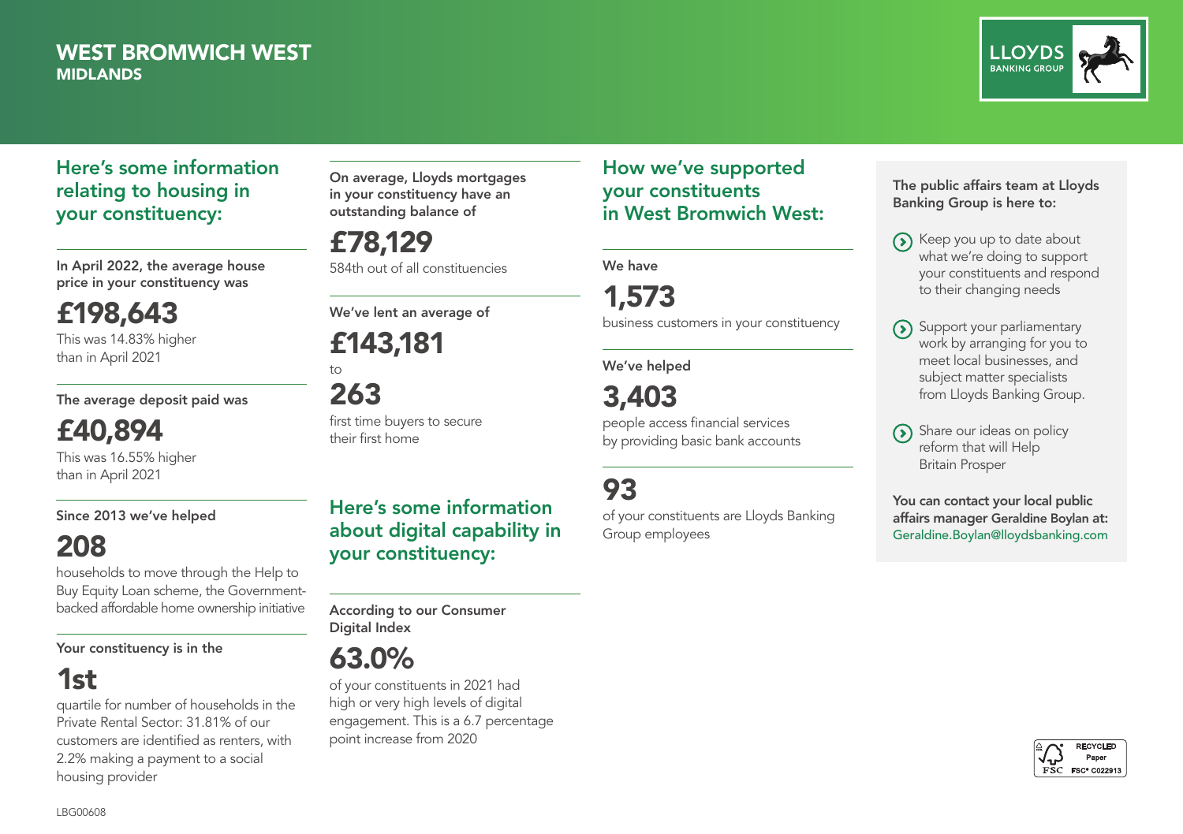# WEST BROMWICH WEST
## MIDLANDS

LLOYDS BANKING GROUP

## Here's some information relating to housing in your constituency:

**In April 2022, the average house price in your constituency was**

**£198,643**

This was 14.83% higher than in April 2021

**The average deposit paid was**

**£40,894**

This was 16.55% higher than in April 2021

**Since 2013 we've helped**

**208**

households to move through the Help to Buy Equity Loan scheme, the Government-backed affordable home ownership initiative

**Your constituency is in the**

**1st**

quartile for number of households in the Private Rental Sector: 31.81% of our customers are identified as renters, with 2.2% making a payment to a social housing provider

**On average, Lloyds mortgages in your constituency have an outstanding balance of**

**£78,129**

584th out of all constituencies

**We've lent an average of**

**£143,181**

to

**263**

first time buyers to secure their first home

## Here's some information about digital capability in your constituency:

**According to our Consumer Digital Index**

**63.0%**

of your constituents in 2021 had high or very high levels of digital engagement. This is a 6.7 percentage point increase from 2020

## How we've supported your constituents in West Bromwich West:

**We have**

**1,573**

business customers in your constituency

**We've helped**

**3,403**

people access financial services by providing basic bank accounts

**93**

of your constituents are Lloyds Banking Group employees

**The public affairs team at Lloyds Banking Group is here to:**

- Keep you up to date about what we're doing to support your constituents and respond to their changing needs
- Support your parliamentary work by arranging for you to meet local businesses, and subject matter specialists from Lloyds Banking Group.
- Share our ideas on policy reform that will Help Britain Prosper

**You can contact your local public affairs manager Geraldine Boylan at:**
Geraldine.Boylan@lloydsbanking.com

RECYCLED Paper FSC® C022913

LBG00608